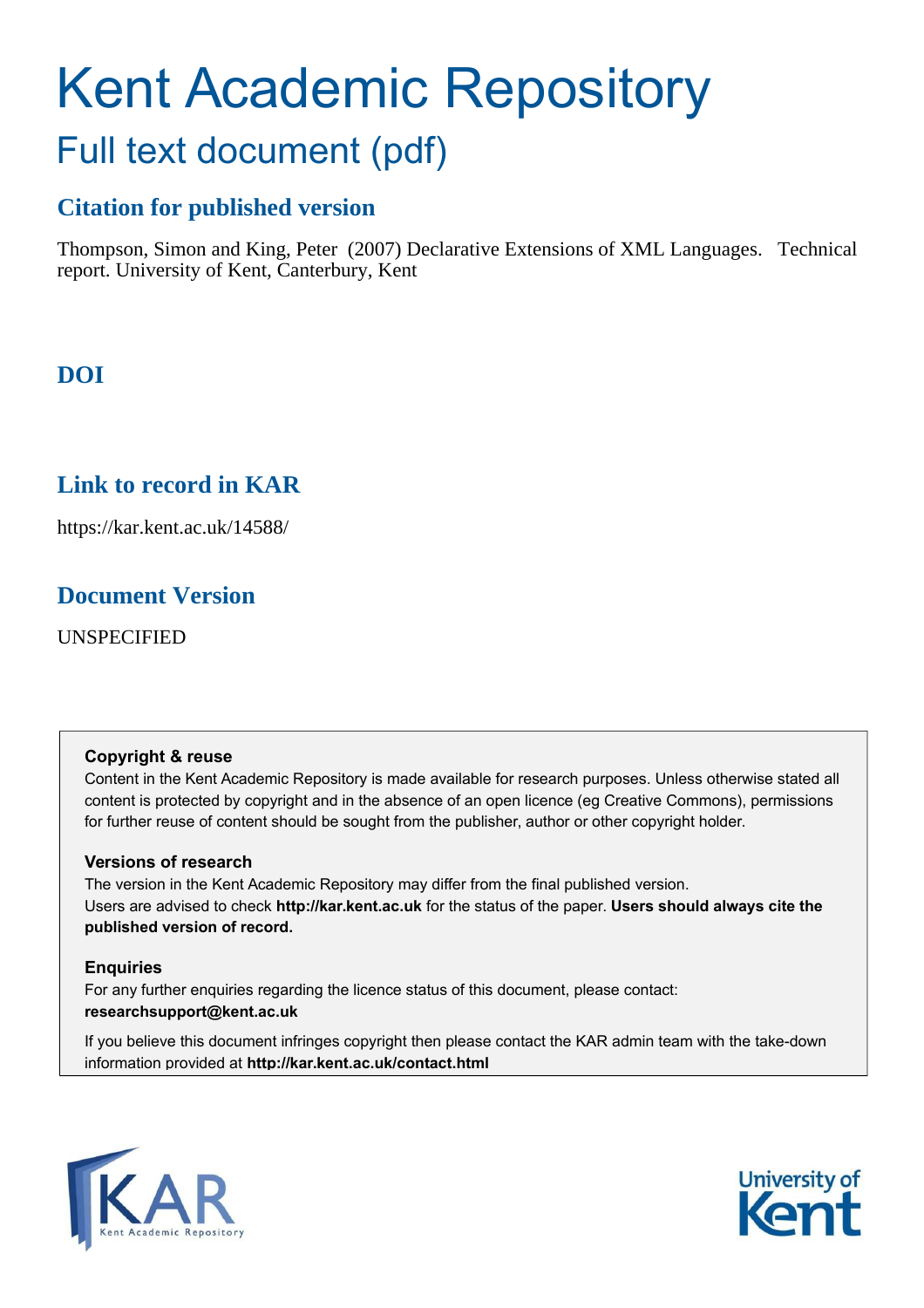# Kent Academic Repository

## Full text document (pdf)

## Citation for published version

Thompson, Simon and King, Peter (2007) Declarative Extensions of XML Languages. Technical report. University of Kent, Canterbury, Kent

## DOI

## Link to record in KAR

https://kar.kent.ac.uk/14588/

## Document Version

UNSPECIFIED

**Copyright & reuse**

Content in the Kent Academic Repository is made available for research purposes. Unless otherwise stated all content is protected by copyright and in the absence of an open licence (eg Creative Commons), permissions for further reuse of content should be sought from the publisher, author or other copyright holder.

**Versions of research**

The version in the Kent Academic Repository may differ from the final published version. Users are advised to check **http://kar.kent.ac.uk** for the status of the paper. **Users should always cite the published version of record.**

**Enquiries**

For any further enquiries regarding the licence status of this document, please contact: **researchsupport@kent.ac.uk**

If you believe this document infringes copyright then please contact the KAR admin team with the take-down information provided at **http://kar.kent.ac.uk/contact.html**

KAR Kent Academic Repository

University of Kent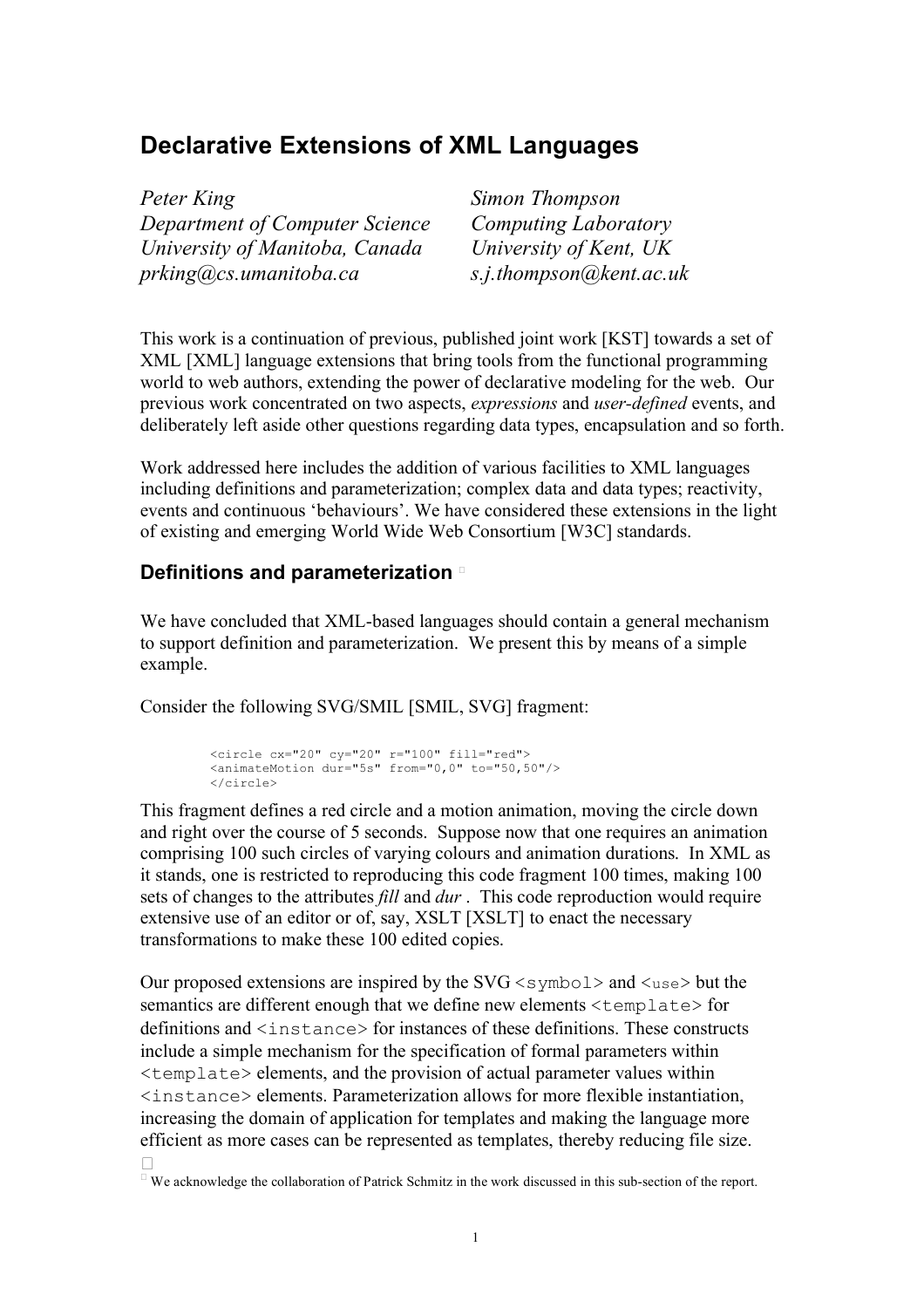# Declarative Extensions of XML Languages

*Peter King*
*Department of Computer Science*
*University of Manitoba, Canada*
*prking@cs.umanitoba.ca*

*Simon Thompson*
*Computing Laboratory*
*University of Kent, UK*
*s.j.thompson@kent.ac.uk*

This work is a continuation of previous, published joint work [KST] towards a set of XML [XML] language extensions that bring tools from the functional programming world to web authors, extending the power of declarative modeling for the web. Our previous work concentrated on two aspects, *expressions* and *user-defined* events, and deliberately left aside other questions regarding data types, encapsulation and so forth.

Work addressed here includes the addition of various facilities to XML languages including definitions and parameterization; complex data and data types; reactivity, events and continuous 'behaviours'. We have considered these extensions in the light of existing and emerging World Wide Web Consortium [W3C] standards.

## Definitions and parameterization [*]

We have concluded that XML-based languages should contain a general mechanism to support definition and parameterization. We present this by means of a simple example.

Consider the following SVG/SMIL [SMIL, SVG] fragment:

```
<circle cx="20" cy="20" r="100" fill="red">
<animateMotion dur="5s" from="0,0" to="50,50"/>
</circle>
```

This fragment defines a red circle and a motion animation, moving the circle down and right over the course of 5 seconds. Suppose now that one requires an animation comprising 100 such circles of varying colours and animation durations. In XML as it stands, one is restricted to reproducing this code fragment 100 times, making 100 sets of changes to the attributes *fill* and *dur* . This code reproduction would require extensive use of an editor or of, say, XSLT [XSLT] to enact the necessary transformations to make these 100 edited copies.

Our proposed extensions are inspired by the SVG `<symbol>` and `<use>` but the semantics are different enough that we define new elements `<template>` for definitions and `<instance>` for instances of these definitions. These constructs include a simple mechanism for the specification of formal parameters within `<template>` elements, and the provision of actual parameter values within `<instance>` elements. Parameterization allows for more flexible instantiation, increasing the domain of application for templates and making the language more efficient as more cases can be represented as templates, thereby reducing file size.

[*] We acknowledge the collaboration of Patrick Schmitz in the work discussed in this sub-section of the report.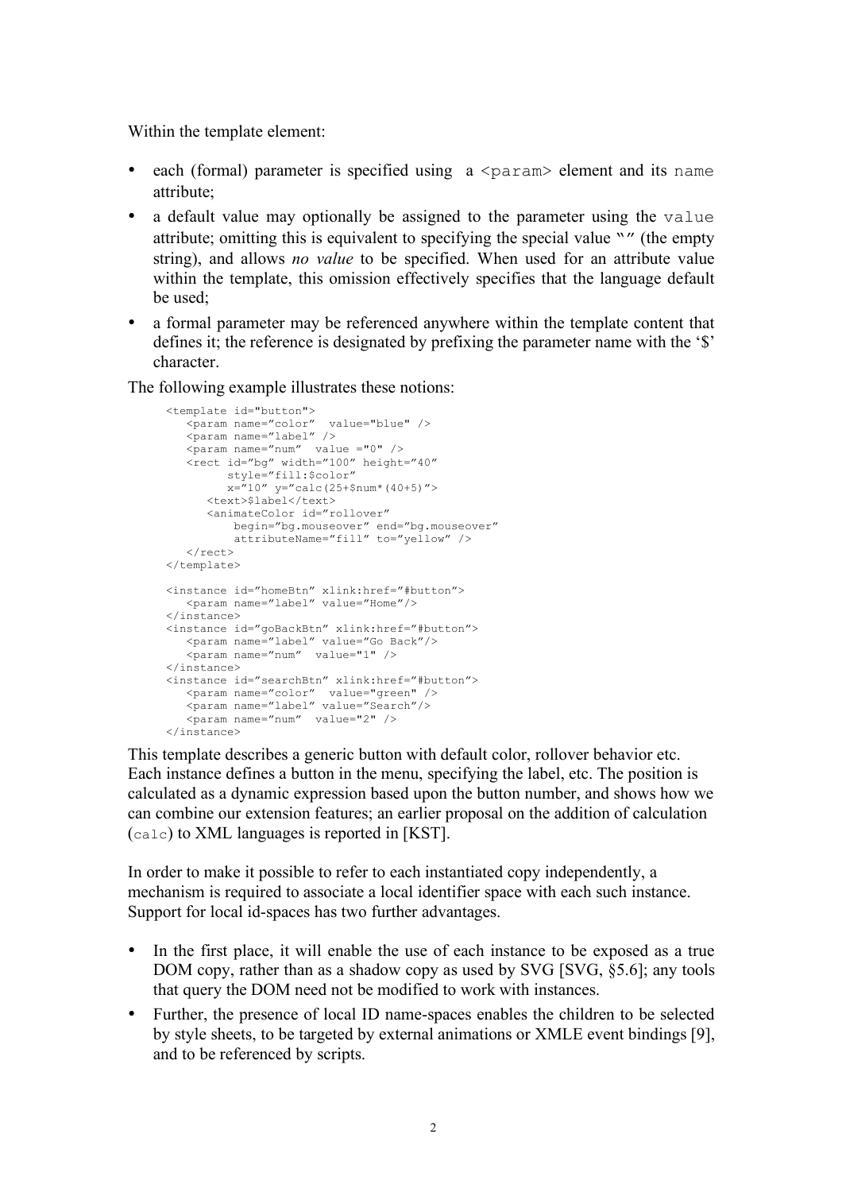Within the template element:

- each (formal) parameter is specified using a `<param>` element and its `name` attribute;
- a default value may optionally be assigned to the parameter using the `value` attribute; omitting this is equivalent to specifying the special value "" (the empty string), and allows *no value* to be specified. When used for an attribute value within the template, this omission effectively specifies that the language default be used;
- a formal parameter may be referenced anywhere within the template content that defines it; the reference is designated by prefixing the parameter name with the '$' character.

The following example illustrates these notions:

```
<template id="button">
   <param name="color"  value="blue" />
   <param name="label" />
   <param name="num"  value ="0" />
   <rect id="bg" width="100" height="40"
         style="fill:$color"
         x="10" y="calc(25+$num*(40+5)">
      <text>$label</text>
      <animateColor id="rollover"
          begin="bg.mouseover" end="bg.mouseover"
          attributeName="fill" to="yellow" />
   </rect>
</template>

<instance id="homeBtn" xlink:href="#button">
   <param name="label" value="Home"/>
</instance>
<instance id="goBackBtn" xlink:href="#button">
   <param name="label" value="Go Back"/>
   <param name="num"  value="1" />
</instance>
<instance id="searchBtn" xlink:href="#button">
   <param name="color"  value="green" />
   <param name="label" value="Search"/>
   <param name="num"  value="2" />
</instance>
```

This template describes a generic button with default color, rollover behavior etc. Each instance defines a button in the menu, specifying the label, etc. The position is calculated as a dynamic expression based upon the button number, and shows how we can combine our extension features; an earlier proposal on the addition of calculation (`calc`) to XML languages is reported in [KST].

In order to make it possible to refer to each instantiated copy independently, a mechanism is required to associate a local identifier space with each such instance. Support for local id-spaces has two further advantages.

- In the first place, it will enable the use of each instance to be exposed as a true DOM copy, rather than as a shadow copy as used by SVG [SVG, §5.6]; any tools that query the DOM need not be modified to work with instances.
- Further, the presence of local ID name-spaces enables the children to be selected by style sheets, to be targeted by external animations or XMLE event bindings [9], and to be referenced by scripts.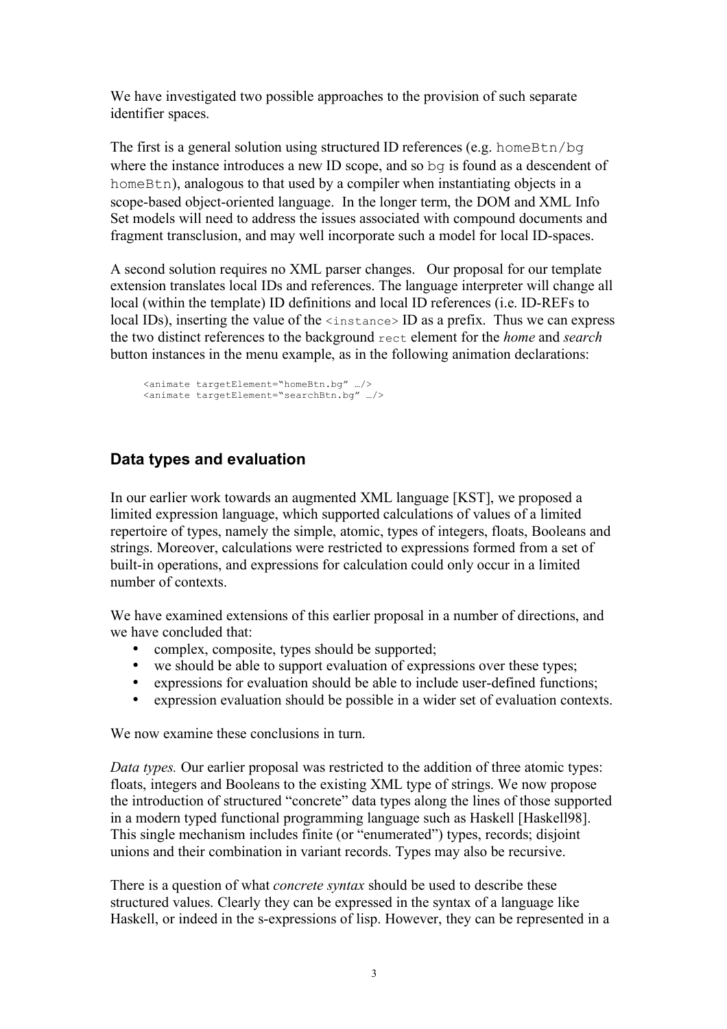We have investigated two possible approaches to the provision of such separate identifier spaces.

The first is a general solution using structured ID references (e.g. `homeBtn/bg` where the instance introduces a new ID scope, and so `bg` is found as a descendent of `homeBtn`), analogous to that used by a compiler when instantiating objects in a scope-based object-oriented language. In the longer term, the DOM and XML Info Set models will need to address the issues associated with compound documents and fragment transclusion, and may well incorporate such a model for local ID-spaces.

A second solution requires no XML parser changes. Our proposal for our template extension translates local IDs and references. The language interpreter will change all local (within the template) ID definitions and local ID references (i.e. ID-REFs to local IDs), inserting the value of the `<instance>` ID as a prefix. Thus we can express the two distinct references to the background `rect` element for the *home* and *search* button instances in the menu example, as in the following animation declarations:

```
<animate targetElement="homeBtn.bg" …/>
<animate targetElement="searchBtn.bg" …/>
```

## Data types and evaluation

In our earlier work towards an augmented XML language [KST], we proposed a limited expression language, which supported calculations of values of a limited repertoire of types, namely the simple, atomic, types of integers, floats, Booleans and strings. Moreover, calculations were restricted to expressions formed from a set of built-in operations, and expressions for calculation could only occur in a limited number of contexts.

We have examined extensions of this earlier proposal in a number of directions, and we have concluded that:

- complex, composite, types should be supported;
- we should be able to support evaluation of expressions over these types;
- expressions for evaluation should be able to include user-defined functions;
- expression evaluation should be possible in a wider set of evaluation contexts.

We now examine these conclusions in turn.

*Data types.* Our earlier proposal was restricted to the addition of three atomic types: floats, integers and Booleans to the existing XML type of strings. We now propose the introduction of structured "concrete" data types along the lines of those supported in a modern typed functional programming language such as Haskell [Haskell98]. This single mechanism includes finite (or "enumerated") types, records; disjoint unions and their combination in variant records. Types may also be recursive.

There is a question of what *concrete syntax* should be used to describe these structured values. Clearly they can be expressed in the syntax of a language like Haskell, or indeed in the s-expressions of lisp. However, they can be represented in a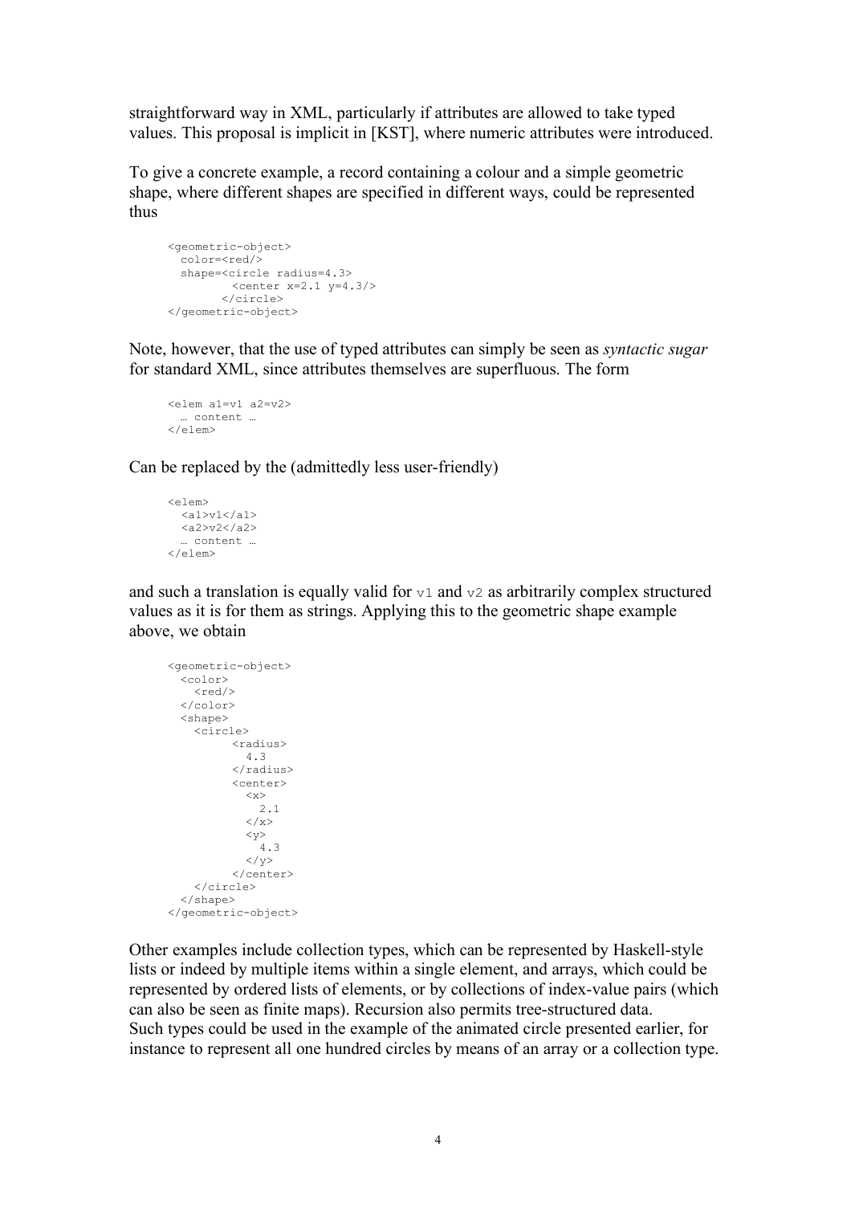straightforward way in XML, particularly if attributes are allowed to take typed values. This proposal is implicit in [KST], where numeric attributes were introduced.

To give a concrete example, a record containing a colour and a simple geometric shape, where different shapes are specified in different ways, could be represented thus

```
<geometric-object>
  color=<red/>
  shape=<circle radius=4.3>
          <center x=2.1 y=4.3/>
        </circle>
</geometric-object>
```

Note, however, that the use of typed attributes can simply be seen as *syntactic sugar* for standard XML, since attributes themselves are superfluous. The form

```
<elem a1=v1 a2=v2>
  … content …
</elem>
```

Can be replaced by the (admittedly less user-friendly)

```
<elem>
  <a1>v1</a1>
  <a2>v2</a2>
  … content …
</elem>
```

and such a translation is equally valid for `v1` and `v2` as arbitrarily complex structured values as it is for them as strings. Applying this to the geometric shape example above, we obtain

```
<geometric-object>
  <color>
    <red/>
  </color>
  <shape>
    <circle>
          <radius>
            4.3
          </radius>
          <center>
            <x>
              2.1
            </x>
            <y>
              4.3
            </y>
          </center>
    </circle>
  </shape>
</geometric-object>
```

Other examples include collection types, which can be represented by Haskell-style lists or indeed by multiple items within a single element, and arrays, which could be represented by ordered lists of elements, or by collections of index-value pairs (which can also be seen as finite maps). Recursion also permits tree-structured data. Such types could be used in the example of the animated circle presented earlier, for instance to represent all one hundred circles by means of an array or a collection type.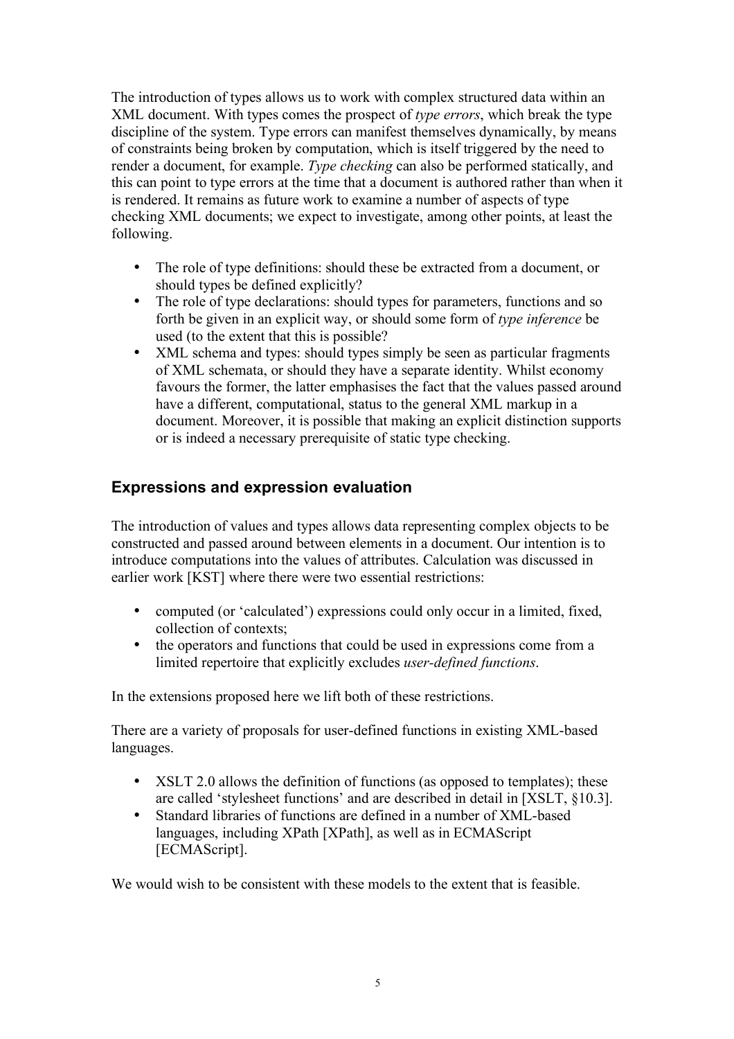The introduction of types allows us to work with complex structured data within an XML document. With types comes the prospect of *type errors*, which break the type discipline of the system. Type errors can manifest themselves dynamically, by means of constraints being broken by computation, which is itself triggered by the need to render a document, for example. *Type checking* can also be performed statically, and this can point to type errors at the time that a document is authored rather than when it is rendered. It remains as future work to examine a number of aspects of type checking XML documents; we expect to investigate, among other points, at least the following.

- The role of type definitions: should these be extracted from a document, or should types be defined explicitly?
- The role of type declarations: should types for parameters, functions and so forth be given in an explicit way, or should some form of *type inference* be used (to the extent that this is possible?
- XML schema and types: should types simply be seen as particular fragments of XML schemata, or should they have a separate identity. Whilst economy favours the former, the latter emphasises the fact that the values passed around have a different, computational, status to the general XML markup in a document. Moreover, it is possible that making an explicit distinction supports or is indeed a necessary prerequisite of static type checking.

## Expressions and expression evaluation

The introduction of values and types allows data representing complex objects to be constructed and passed around between elements in a document. Our intention is to introduce computations into the values of attributes. Calculation was discussed in earlier work [KST] where there were two essential restrictions:

- computed (or 'calculated') expressions could only occur in a limited, fixed, collection of contexts;
- the operators and functions that could be used in expressions come from a limited repertoire that explicitly excludes *user-defined functions*.

In the extensions proposed here we lift both of these restrictions.

There are a variety of proposals for user-defined functions in existing XML-based languages.

- XSLT 2.0 allows the definition of functions (as opposed to templates); these are called 'stylesheet functions' and are described in detail in [XSLT, §10.3].
- Standard libraries of functions are defined in a number of XML-based languages, including XPath [XPath], as well as in ECMAScript [ECMAScript].

We would wish to be consistent with these models to the extent that is feasible.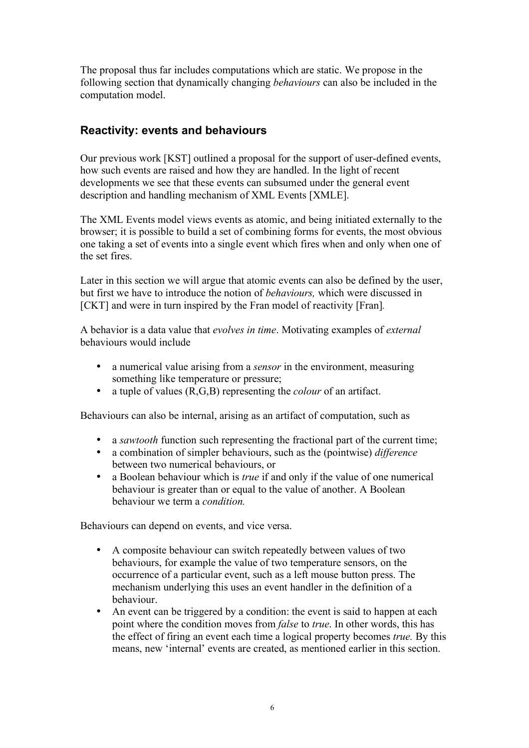The proposal thus far includes computations which are static. We propose in the following section that dynamically changing *behaviours* can also be included in the computation model.

## Reactivity: events and behaviours

Our previous work [KST] outlined a proposal for the support of user-defined events, how such events are raised and how they are handled. In the light of recent developments we see that these events can subsumed under the general event description and handling mechanism of XML Events [XMLE].

The XML Events model views events as atomic, and being initiated externally to the browser; it is possible to build a set of combining forms for events, the most obvious one taking a set of events into a single event which fires when and only when one of the set fires.

Later in this section we will argue that atomic events can also be defined by the user, but first we have to introduce the notion of *behaviours,* which were discussed in [CKT] and were in turn inspired by the Fran model of reactivity [Fran].

A behavior is a data value that *evolves in time*. Motivating examples of *external* behaviours would include

- a numerical value arising from a *sensor* in the environment, measuring something like temperature or pressure;
- a tuple of values (R,G,B) representing the *colour* of an artifact.

Behaviours can also be internal, arising as an artifact of computation, such as

- a *sawtooth* function such representing the fractional part of the current time;
- a combination of simpler behaviours, such as the (pointwise) *difference* between two numerical behaviours, or
- a Boolean behaviour which is *true* if and only if the value of one numerical behaviour is greater than or equal to the value of another. A Boolean behaviour we term a *condition.*

Behaviours can depend on events, and vice versa.

- A composite behaviour can switch repeatedly between values of two behaviours, for example the value of two temperature sensors, on the occurrence of a particular event, such as a left mouse button press. The mechanism underlying this uses an event handler in the definition of a behaviour.
- An event can be triggered by a condition: the event is said to happen at each point where the condition moves from *false* to *true*. In other words, this has the effect of firing an event each time a logical property becomes *true.* By this means, new 'internal' events are created, as mentioned earlier in this section.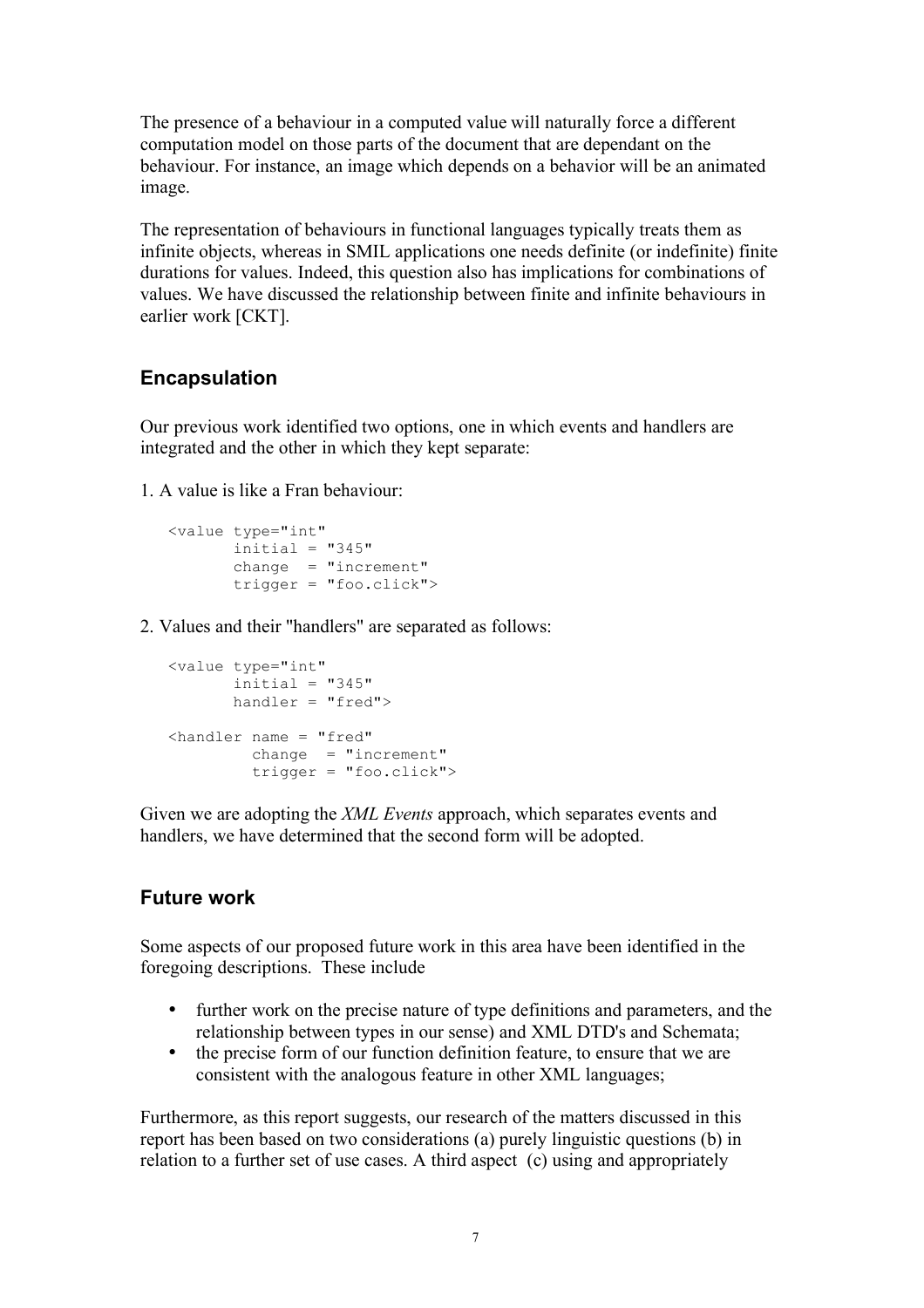The presence of a behaviour in a computed value will naturally force a different computation model on those parts of the document that are dependant on the behaviour. For instance, an image which depends on a behavior will be an animated image.

The representation of behaviours in functional languages typically treats them as infinite objects, whereas in SMIL applications one needs definite (or indefinite) finite durations for values. Indeed, this question also has implications for combinations of values. We have discussed the relationship between finite and infinite behaviours in earlier work [CKT].

## Encapsulation

Our previous work identified two options, one in which events and handlers are integrated and the other in which they kept separate:

1. A value is like a Fran behaviour:

```
<value type="int"
       initial = "345"
       change  = "increment"
       trigger = "foo.click">
```

2. Values and their "handlers" are separated as follows:

```
<value type="int"
       initial = "345"
       handler = "fred">

<handler name = "fred"
          change  = "increment"
          trigger = "foo.click">
```

Given we are adopting the *XML Events* approach, which separates events and handlers, we have determined that the second form will be adopted.

## Future work

Some aspects of our proposed future work in this area have been identified in the foregoing descriptions. These include

- further work on the precise nature of type definitions and parameters, and the relationship between types in our sense) and XML DTD's and Schemata;
- the precise form of our function definition feature, to ensure that we are consistent with the analogous feature in other XML languages;

Furthermore, as this report suggests, our research of the matters discussed in this report has been based on two considerations (a) purely linguistic questions (b) in relation to a further set of use cases. A third aspect (c) using and appropriately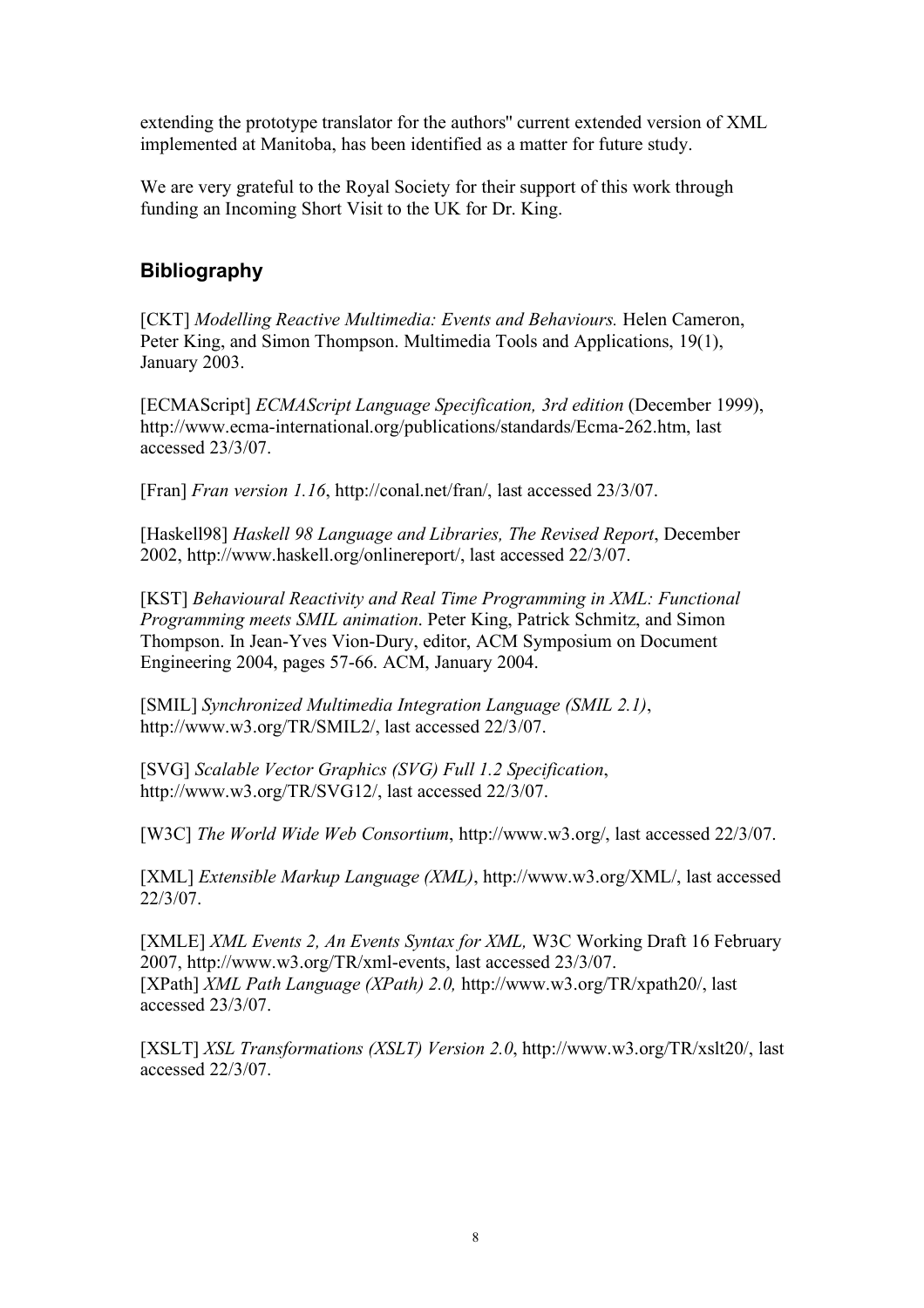extending the prototype translator for the authors'' current extended version of XML implemented at Manitoba, has been identified as a matter for future study.

We are very grateful to the Royal Society for their support of this work through funding an Incoming Short Visit to the UK for Dr. King.

## Bibliography

[CKT] *Modelling Reactive Multimedia: Events and Behaviours.* Helen Cameron, Peter King, and Simon Thompson. Multimedia Tools and Applications, 19(1), January 2003.

[ECMAScript] *ECMAScript Language Specification, 3rd edition* (December 1999), http://www.ecma-international.org/publications/standards/Ecma-262.htm, last accessed 23/3/07.

[Fran] *Fran version 1.16*, http://conal.net/fran/, last accessed 23/3/07.

[Haskell98] *Haskell 98 Language and Libraries, The Revised Report*, December 2002, http://www.haskell.org/onlinereport/, last accessed 22/3/07.

[KST] *Behavioural Reactivity and Real Time Programming in XML: Functional Programming meets SMIL animation*. Peter King, Patrick Schmitz, and Simon Thompson. In Jean-Yves Vion-Dury, editor, ACM Symposium on Document Engineering 2004, pages 57-66. ACM, January 2004.

[SMIL] *Synchronized Multimedia Integration Language (SMIL 2.1)*, http://www.w3.org/TR/SMIL2/, last accessed 22/3/07.

[SVG] *Scalable Vector Graphics (SVG) Full 1.2 Specification*, http://www.w3.org/TR/SVG12/, last accessed 22/3/07.

[W3C] *The World Wide Web Consortium*, http://www.w3.org/, last accessed 22/3/07.

[XML] *Extensible Markup Language (XML)*, http://www.w3.org/XML/, last accessed 22/3/07.

[XMLE] *XML Events 2, An Events Syntax for XML,* W3C Working Draft 16 February 2007, http://www.w3.org/TR/xml-events, last accessed 23/3/07.
[XPath] *XML Path Language (XPath) 2.0,* http://www.w3.org/TR/xpath20/, last accessed 23/3/07.

[XSLT] *XSL Transformations (XSLT) Version 2.0*, http://www.w3.org/TR/xslt20/, last accessed 22/3/07.